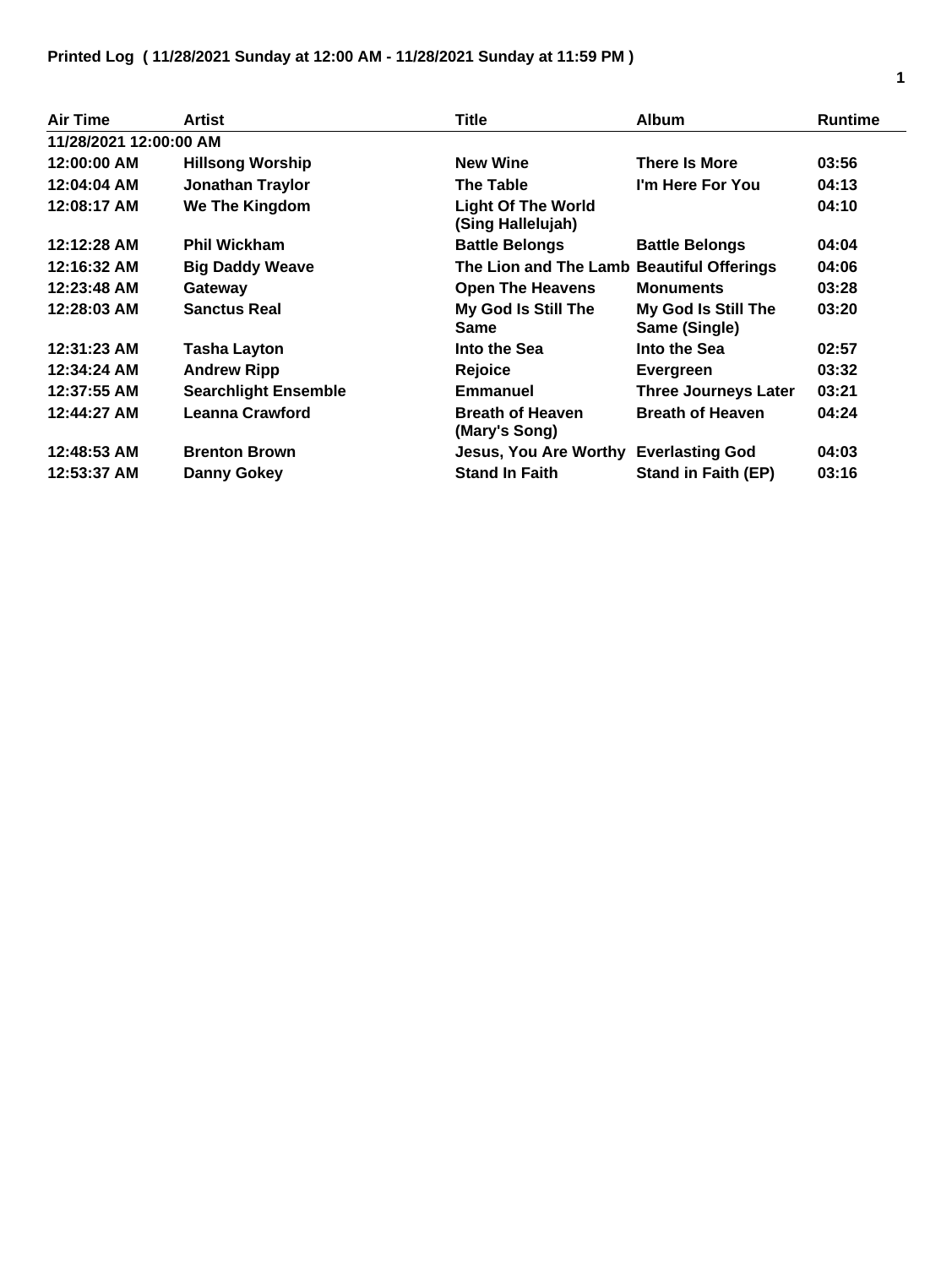**Printed Log ( 11/28/2021 Sunday at 12:00 AM - 11/28/2021 Sunday at 11:59 PM )**

| Air Time | Artist | Title | Album | Runtime |
|---|---|---|---|---|
| 11/28/2021 12:00:00 AM | | | | |
| 12:00:00 AM | Hillsong Worship | New Wine | There Is More | 03:56 |
| 12:04:04 AM | Jonathan Traylor | The Table | I'm Here For You | 04:13 |
| 12:08:17 AM | We The Kingdom | Light Of The World (Sing Hallelujah) | | 04:10 |
| 12:12:28 AM | Phil Wickham | Battle Belongs | Battle Belongs | 04:04 |
| 12:16:32 AM | Big Daddy Weave | The Lion and The Lamb | Beautiful Offerings | 04:06 |
| 12:23:48 AM | Gateway | Open The Heavens | Monuments | 03:28 |
| 12:28:03 AM | Sanctus Real | My God Is Still The Same | My God Is Still The Same (Single) | 03:20 |
| 12:31:23 AM | Tasha Layton | Into the Sea | Into the Sea | 02:57 |
| 12:34:24 AM | Andrew Ripp | Rejoice | Evergreen | 03:32 |
| 12:37:55 AM | Searchlight Ensemble | Emmanuel | Three Journeys Later | 03:21 |
| 12:44:27 AM | Leanna Crawford | Breath of Heaven (Mary's Song) | Breath of Heaven | 04:24 |
| 12:48:53 AM | Brenton Brown | Jesus, You Are Worthy | Everlasting God | 04:03 |
| 12:53:37 AM | Danny Gokey | Stand In Faith | Stand in Faith (EP) | 03:16 |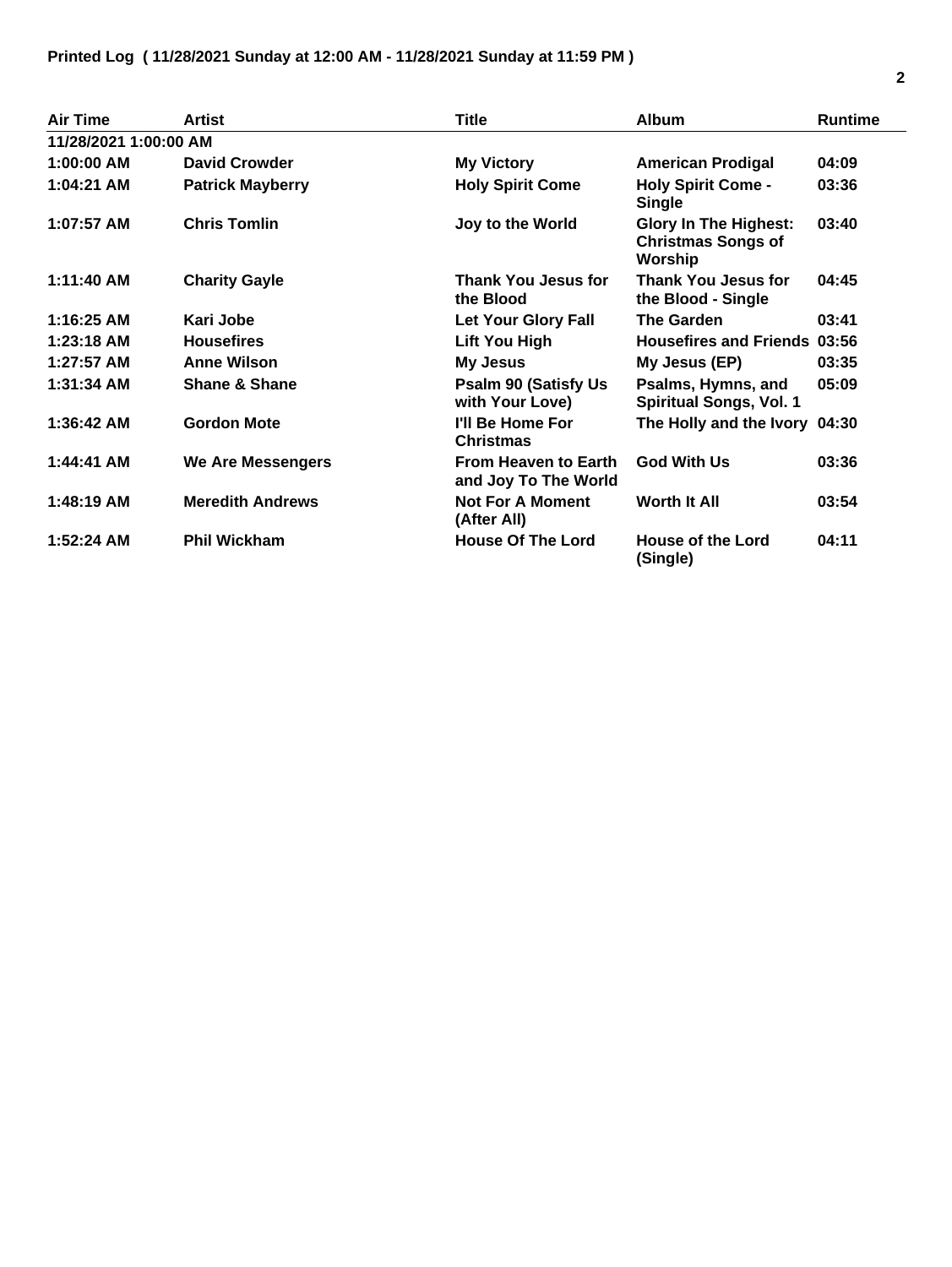**Printed Log ( 11/28/2021 Sunday at 12:00 AM - 11/28/2021 Sunday at 11:59 PM )**

| Air Time | Artist | Title | Album | Runtime |
|---|---|---|---|---|
| **11/28/2021 1:00:00 AM** | | | | |
| 1:00:00 AM | David Crowder | My Victory | American Prodigal | 04:09 |
| 1:04:21 AM | Patrick Mayberry | Holy Spirit Come | Holy Spirit Come - Single | 03:36 |
| 1:07:57 AM | Chris Tomlin | Joy to the World | Glory In The Highest: Christmas Songs of Worship | 03:40 |
| 1:11:40 AM | Charity Gayle | Thank You Jesus for the Blood | Thank You Jesus for the Blood - Single | 04:45 |
| 1:16:25 AM | Kari Jobe | Let Your Glory Fall | The Garden | 03:41 |
| 1:23:18 AM | Housefires | Lift You High | Housefires and Friends | 03:56 |
| 1:27:57 AM | Anne Wilson | My Jesus | My Jesus (EP) | 03:35 |
| 1:31:34 AM | Shane & Shane | Psalm 90 (Satisfy Us with Your Love) | Psalms, Hymns, and Spiritual Songs, Vol. 1 | 05:09 |
| 1:36:42 AM | Gordon Mote | I'll Be Home For Christmas | The Holly and the Ivory | 04:30 |
| 1:44:41 AM | We Are Messengers | From Heaven to Earth and Joy To The World | God With Us | 03:36 |
| 1:48:19 AM | Meredith Andrews | Not For A Moment (After All) | Worth It All | 03:54 |
| 1:52:24 AM | Phil Wickham | House Of The Lord | House of the Lord (Single) | 04:11 |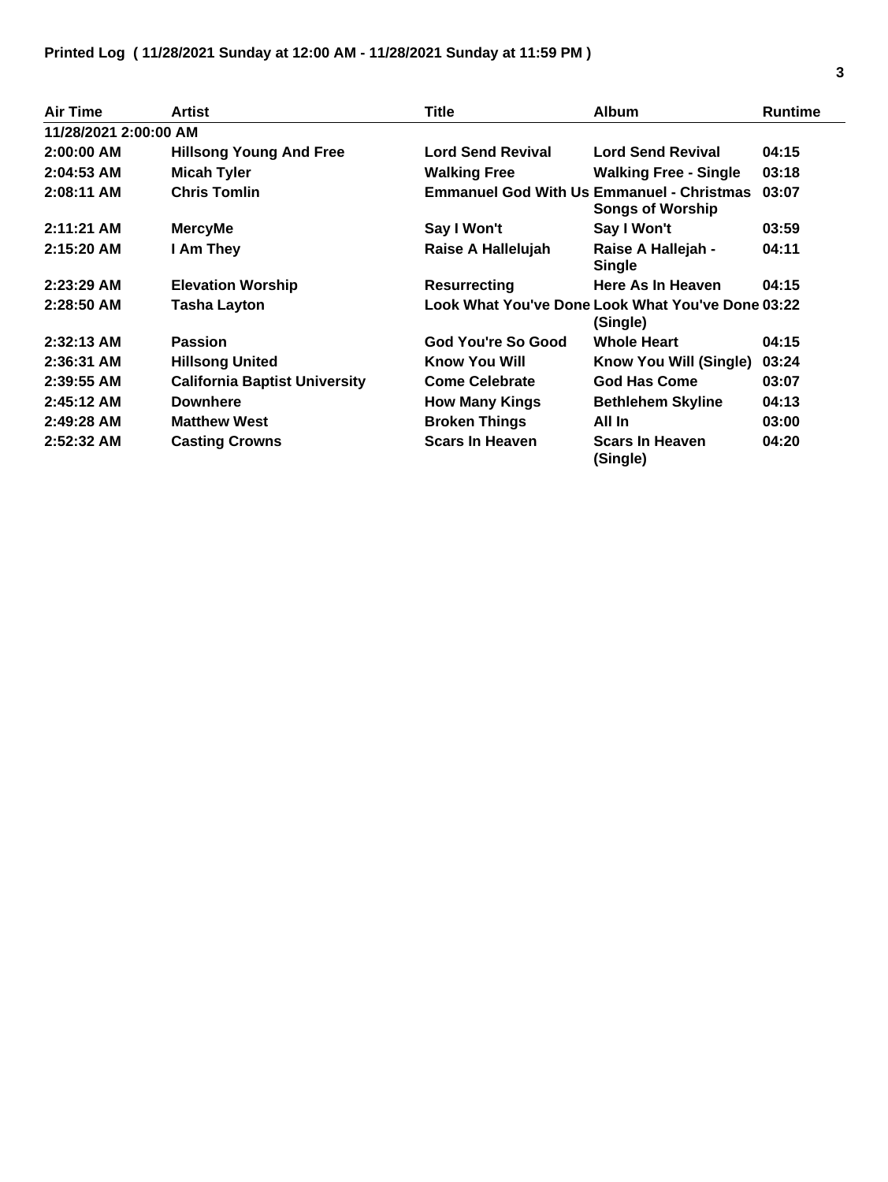**Printed Log ( 11/28/2021 Sunday at 12:00 AM - 11/28/2021 Sunday at 11:59 PM )**

| Air Time | Artist | Title | Album | Runtime |
|---|---|---|---|---|
| 11/28/2021 2:00:00 AM | | | | |
| 2:00:00 AM | Hillsong Young And Free | Lord Send Revival | Lord Send Revival | 04:15 |
| 2:04:53 AM | Micah Tyler | Walking Free | Walking Free - Single | 03:18 |
| 2:08:11 AM | Chris Tomlin | Emmanuel God With Us | Emmanuel - Christmas Songs of Worship | 03:07 |
| 2:11:21 AM | MercyMe | Say I Won't | Say I Won't | 03:59 |
| 2:15:20 AM | I Am They | Raise A Hallelujah | Raise A Hallejah - Single | 04:11 |
| 2:23:29 AM | Elevation Worship | Resurrecting | Here As In Heaven | 04:15 |
| 2:28:50 AM | Tasha Layton | Look What You've Done | Look What You've Done (Single) | 03:22 |
| 2:32:13 AM | Passion | God You're So Good | Whole Heart | 04:15 |
| 2:36:31 AM | Hillsong United | Know You Will | Know You Will (Single) | 03:24 |
| 2:39:55 AM | California Baptist University | Come Celebrate | God Has Come | 03:07 |
| 2:45:12 AM | Downhere | How Many Kings | Bethlehem Skyline | 04:13 |
| 2:49:28 AM | Matthew West | Broken Things | All In | 03:00 |
| 2:52:32 AM | Casting Crowns | Scars In Heaven | Scars In Heaven (Single) | 04:20 |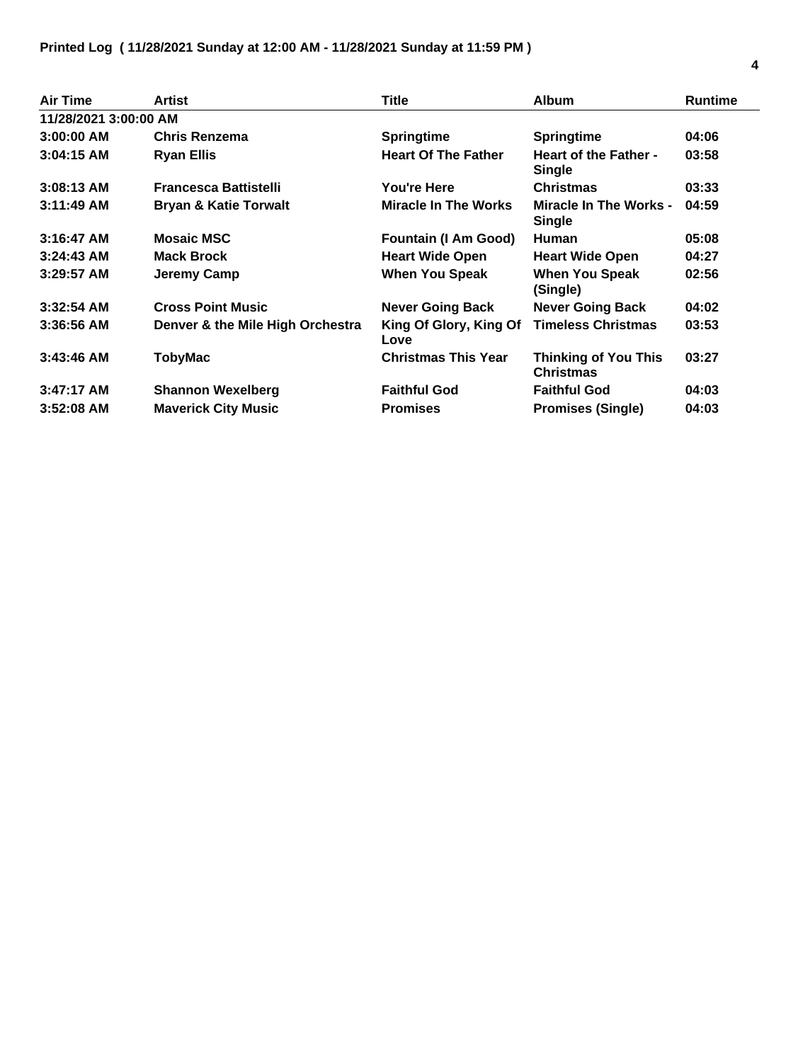**Printed Log ( 11/28/2021 Sunday at 12:00 AM - 11/28/2021 Sunday at 11:59 PM )**

| Air Time | Artist | Title | Album | Runtime |
|---|---|---|---|---|
| 11/28/2021 3:00:00 AM | | | | |
| 3:00:00 AM | Chris Renzema | Springtime | Springtime | 04:06 |
| 3:04:15 AM | Ryan Ellis | Heart Of The Father | Heart of the Father - Single | 03:58 |
| 3:08:13 AM | Francesca Battistelli | You're Here | Christmas | 03:33 |
| 3:11:49 AM | Bryan & Katie Torwalt | Miracle In The Works | Miracle In The Works - Single | 04:59 |
| 3:16:47 AM | Mosaic MSC | Fountain (I Am Good) | Human | 05:08 |
| 3:24:43 AM | Mack Brock | Heart Wide Open | Heart Wide Open | 04:27 |
| 3:29:57 AM | Jeremy Camp | When You Speak | When You Speak (Single) | 02:56 |
| 3:32:54 AM | Cross Point Music | Never Going Back | Never Going Back | 04:02 |
| 3:36:56 AM | Denver & the Mile High Orchestra | King Of Glory, King Of Love | Timeless Christmas | 03:53 |
| 3:43:46 AM | TobyMac | Christmas This Year | Thinking of You This Christmas | 03:27 |
| 3:47:17 AM | Shannon Wexelberg | Faithful God | Faithful God | 04:03 |
| 3:52:08 AM | Maverick City Music | Promises | Promises (Single) | 04:03 |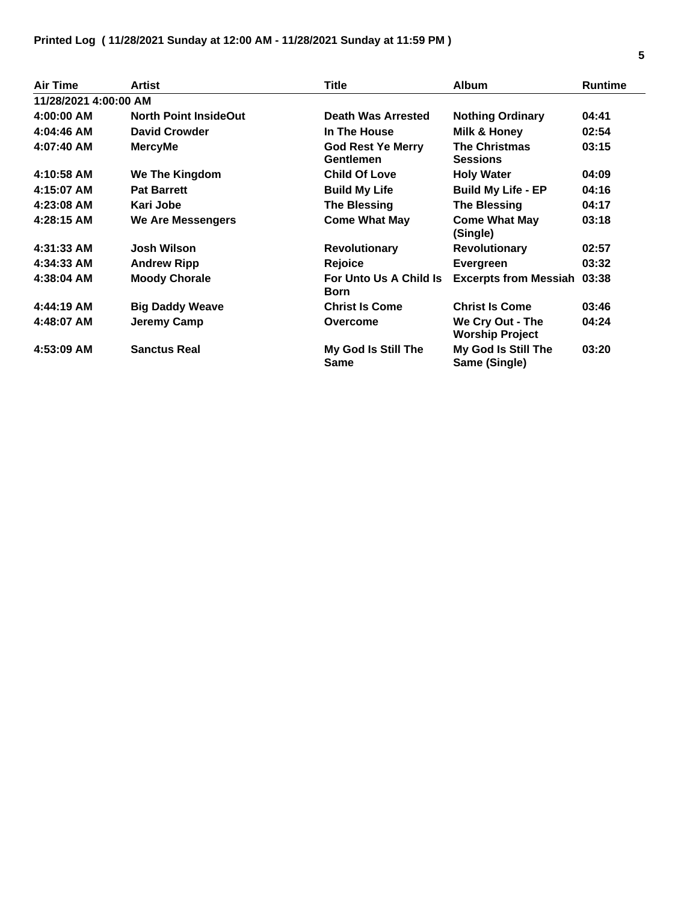**Printed Log ( 11/28/2021 Sunday at 12:00 AM - 11/28/2021 Sunday at 11:59 PM )**

| Air Time | Artist | Title | Album | Runtime |
|---|---|---|---|---|
| **11/28/2021 4:00:00 AM** | | | | |
| 4:00:00 AM | North Point InsideOut | Death Was Arrested | Nothing Ordinary | 04:41 |
| 4:04:46 AM | David Crowder | In The House | Milk & Honey | 02:54 |
| 4:07:40 AM | MercyMe | God Rest Ye Merry Gentlemen | The Christmas Sessions | 03:15 |
| 4:10:58 AM | We The Kingdom | Child Of Love | Holy Water | 04:09 |
| 4:15:07 AM | Pat Barrett | Build My Life | Build My Life - EP | 04:16 |
| 4:23:08 AM | Kari Jobe | The Blessing | The Blessing | 04:17 |
| 4:28:15 AM | We Are Messengers | Come What May | Come What May (Single) | 03:18 |
| 4:31:33 AM | Josh Wilson | Revolutionary | Revolutionary | 02:57 |
| 4:34:33 AM | Andrew Ripp | Rejoice | Evergreen | 03:32 |
| 4:38:04 AM | Moody Chorale | For Unto Us A Child Is Born | Excerpts from Messiah | 03:38 |
| 4:44:19 AM | Big Daddy Weave | Christ Is Come | Christ Is Come | 03:46 |
| 4:48:07 AM | Jeremy Camp | Overcome | We Cry Out - The Worship Project | 04:24 |
| 4:53:09 AM | Sanctus Real | My God Is Still The Same | My God Is Still The Same (Single) | 03:20 |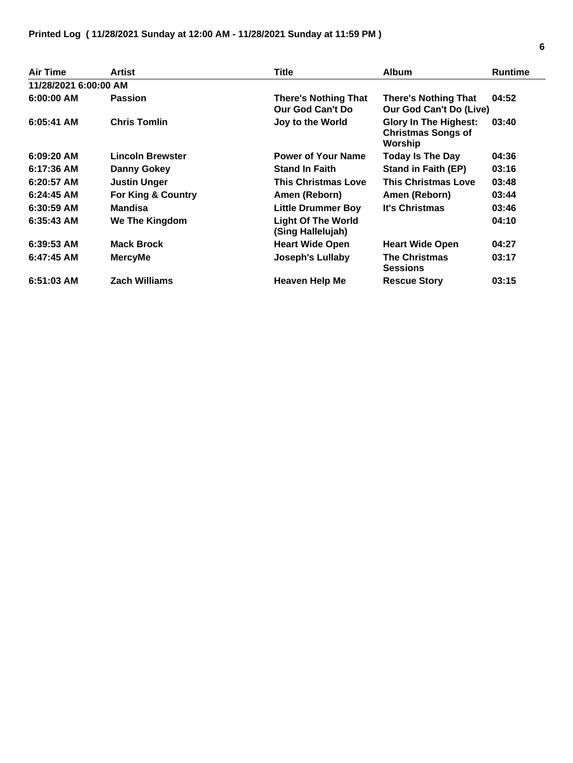**Printed Log ( 11/28/2021 Sunday at 12:00 AM - 11/28/2021 Sunday at 11:59 PM )**

| Air Time | Artist | Title | Album | Runtime |
|---|---|---|---|---|
| **11/28/2021 6:00:00 AM** | | | | |
| 6:00:00 AM | Passion | There's Nothing That Our God Can't Do | There's Nothing That Our God Can't Do (Live) | 04:52 |
| 6:05:41 AM | Chris Tomlin | Joy to the World | Glory In The Highest: Christmas Songs of Worship | 03:40 |
| 6:09:20 AM | Lincoln Brewster | Power of Your Name | Today Is The Day | 04:36 |
| 6:17:36 AM | Danny Gokey | Stand In Faith | Stand in Faith (EP) | 03:16 |
| 6:20:57 AM | Justin Unger | This Christmas Love | This Christmas Love | 03:48 |
| 6:24:45 AM | For King & Country | Amen (Reborn) | Amen (Reborn) | 03:44 |
| 6:30:59 AM | Mandisa | Little Drummer Boy | It's Christmas | 03:46 |
| 6:35:43 AM | We The Kingdom | Light Of The World (Sing Hallelujah) | | 04:10 |
| 6:39:53 AM | Mack Brock | Heart Wide Open | Heart Wide Open | 04:27 |
| 6:47:45 AM | MercyMe | Joseph's Lullaby | The Christmas Sessions | 03:17 |
| 6:51:03 AM | Zach Williams | Heaven Help Me | Rescue Story | 03:15 |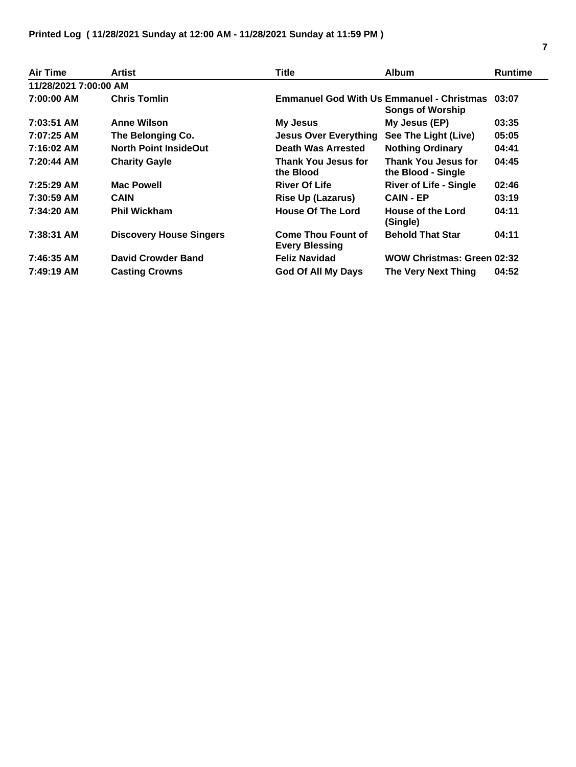**Printed Log ( 11/28/2021 Sunday at 12:00 AM - 11/28/2021 Sunday at 11:59 PM )**

| Air Time | Artist | Title | Album | Runtime |
|---|---|---|---|---|
| 11/28/2021 7:00:00 AM | | | | |
| 7:00:00 AM | Chris Tomlin | Emmanuel God With Us | Emmanuel - Christmas Songs of Worship | 03:07 |
| 7:03:51 AM | Anne Wilson | My Jesus | My Jesus (EP) | 03:35 |
| 7:07:25 AM | The Belonging Co. | Jesus Over Everything | See The Light (Live) | 05:05 |
| 7:16:02 AM | North Point InsideOut | Death Was Arrested | Nothing Ordinary | 04:41 |
| 7:20:44 AM | Charity Gayle | Thank You Jesus for the Blood | Thank You Jesus for the Blood - Single | 04:45 |
| 7:25:29 AM | Mac Powell | River Of Life | River of Life - Single | 02:46 |
| 7:30:59 AM | CAIN | Rise Up (Lazarus) | CAIN - EP | 03:19 |
| 7:34:20 AM | Phil Wickham | House Of The Lord | House of the Lord (Single) | 04:11 |
| 7:38:31 AM | Discovery House Singers | Come Thou Fount of Every Blessing | Behold That Star | 04:11 |
| 7:46:35 AM | David Crowder Band | Feliz Navidad | WOW Christmas: Green | 02:32 |
| 7:49:19 AM | Casting Crowns | God Of All My Days | The Very Next Thing | 04:52 |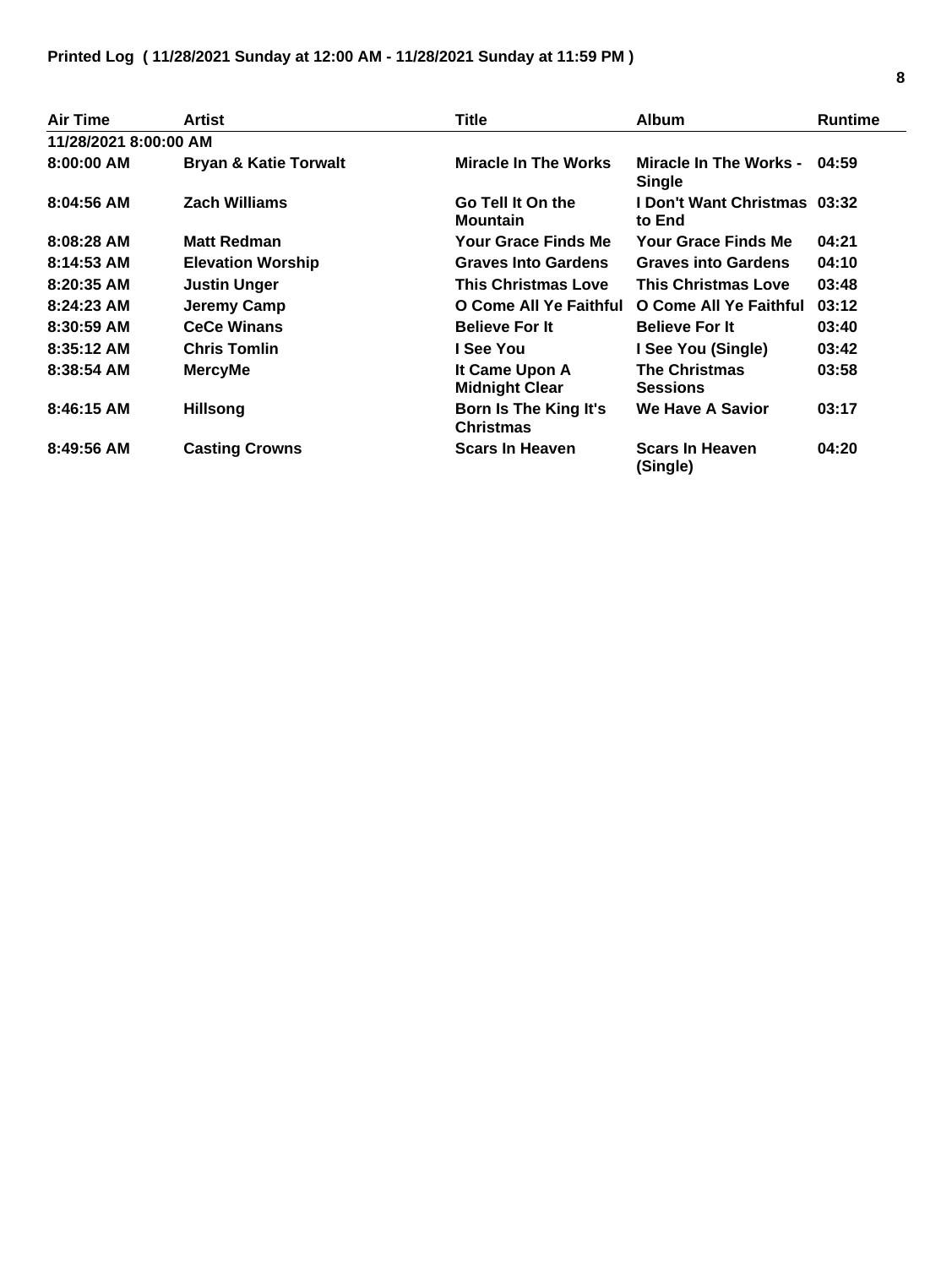**Printed Log ( 11/28/2021 Sunday at 12:00 AM - 11/28/2021 Sunday at 11:59 PM )**

| Air Time | Artist | Title | Album | Runtime |
|---|---|---|---|---|
| **11/28/2021 8:00:00 AM** | | | | |
| 8:00:00 AM | Bryan & Katie Torwalt | Miracle In The Works | Miracle In The Works - Single | 04:59 |
| 8:04:56 AM | Zach Williams | Go Tell It On the Mountain | I Don't Want Christmas to End | 03:32 |
| 8:08:28 AM | Matt Redman | Your Grace Finds Me | Your Grace Finds Me | 04:21 |
| 8:14:53 AM | Elevation Worship | Graves Into Gardens | Graves into Gardens | 04:10 |
| 8:20:35 AM | Justin Unger | This Christmas Love | This Christmas Love | 03:48 |
| 8:24:23 AM | Jeremy Camp | O Come All Ye Faithful | O Come All Ye Faithful | 03:12 |
| 8:30:59 AM | CeCe Winans | Believe For It | Believe For It | 03:40 |
| 8:35:12 AM | Chris Tomlin | I See You | I See You (Single) | 03:42 |
| 8:38:54 AM | MercyMe | It Came Upon A Midnight Clear | The Christmas Sessions | 03:58 |
| 8:46:15 AM | Hillsong | Born Is The King It's Christmas | We Have A Savior | 03:17 |
| 8:49:56 AM | Casting Crowns | Scars In Heaven | Scars In Heaven (Single) | 04:20 |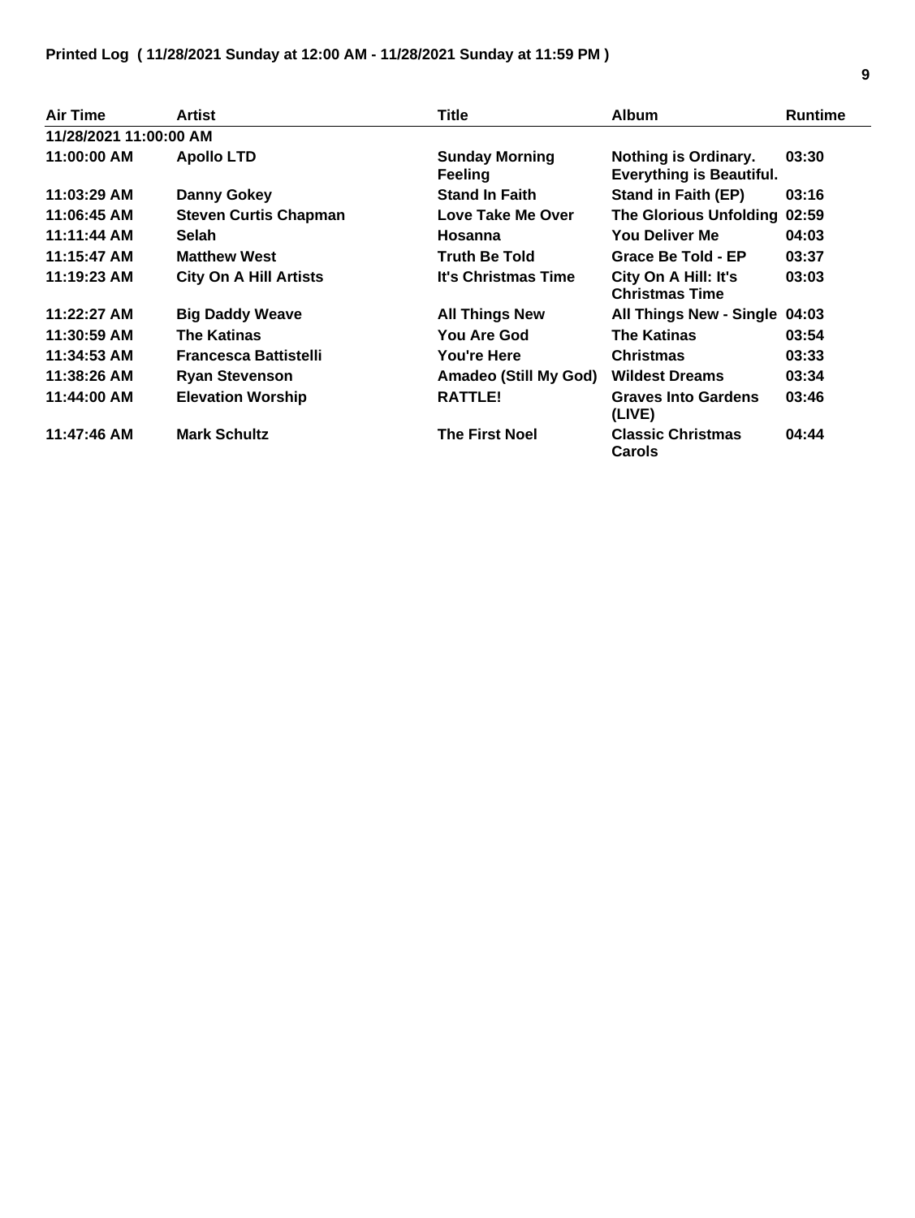**Printed Log ( 11/28/2021 Sunday at 12:00 AM - 11/28/2021 Sunday at 11:59 PM )**

| Air Time | Artist | Title | Album | Runtime |
|---|---|---|---|---|
| 11/28/2021 11:00:00 AM | | | | |
| 11:00:00 AM | Apollo LTD | Sunday Morning Feeling | Nothing is Ordinary. Everything is Beautiful. | 03:30 |
| 11:03:29 AM | Danny Gokey | Stand In Faith | Stand in Faith (EP) | 03:16 |
| 11:06:45 AM | Steven Curtis Chapman | Love Take Me Over | The Glorious Unfolding | 02:59 |
| 11:11:44 AM | Selah | Hosanna | You Deliver Me | 04:03 |
| 11:15:47 AM | Matthew West | Truth Be Told | Grace Be Told - EP | 03:37 |
| 11:19:23 AM | City On A Hill Artists | It's Christmas Time | City On A Hill: It's Christmas Time | 03:03 |
| 11:22:27 AM | Big Daddy Weave | All Things New | All Things New - Single | 04:03 |
| 11:30:59 AM | The Katinas | You Are God | The Katinas | 03:54 |
| 11:34:53 AM | Francesca Battistelli | You're Here | Christmas | 03:33 |
| 11:38:26 AM | Ryan Stevenson | Amadeo (Still My God) | Wildest Dreams | 03:34 |
| 11:44:00 AM | Elevation Worship | RATTLE! | Graves Into Gardens (LIVE) | 03:46 |
| 11:47:46 AM | Mark Schultz | The First Noel | Classic Christmas Carols | 04:44 |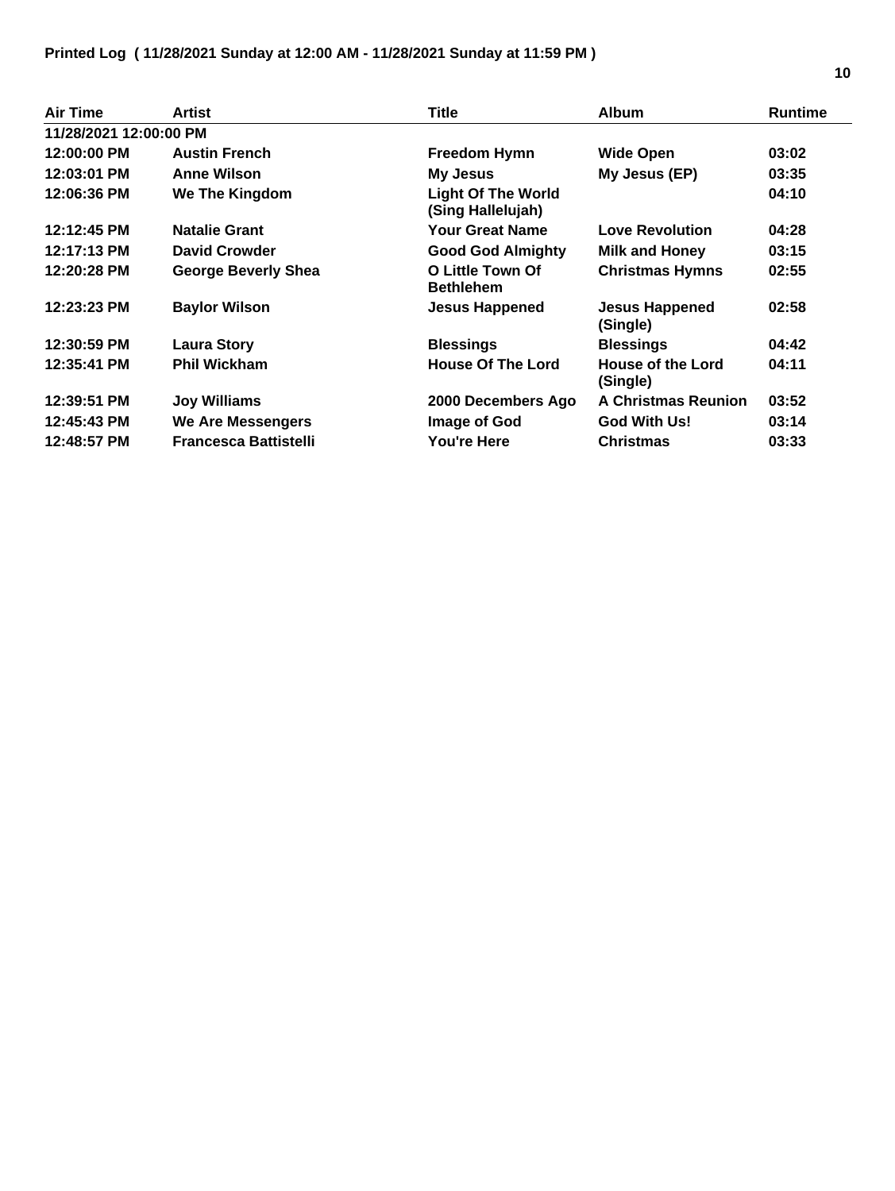**Printed Log ( 11/28/2021 Sunday at 12:00 AM - 11/28/2021 Sunday at 11:59 PM )**

| Air Time | Artist | Title | Album | Runtime |
|---|---|---|---|---|
| 11/28/2021 12:00:00 PM | | | | |
| 12:00:00 PM | Austin French | Freedom Hymn | Wide Open | 03:02 |
| 12:03:01 PM | Anne Wilson | My Jesus | My Jesus (EP) | 03:35 |
| 12:06:36 PM | We The Kingdom | Light Of The World (Sing Hallelujah) | | 04:10 |
| 12:12:45 PM | Natalie Grant | Your Great Name | Love Revolution | 04:28 |
| 12:17:13 PM | David Crowder | Good God Almighty | Milk and Honey | 03:15 |
| 12:20:28 PM | George Beverly Shea | O Little Town Of Bethlehem | Christmas Hymns | 02:55 |
| 12:23:23 PM | Baylor Wilson | Jesus Happened | Jesus Happened (Single) | 02:58 |
| 12:30:59 PM | Laura Story | Blessings | Blessings | 04:42 |
| 12:35:41 PM | Phil Wickham | House Of The Lord | House of the Lord (Single) | 04:11 |
| 12:39:51 PM | Joy Williams | 2000 Decembers Ago | A Christmas Reunion | 03:52 |
| 12:45:43 PM | We Are Messengers | Image of God | God With Us! | 03:14 |
| 12:48:57 PM | Francesca Battistelli | You're Here | Christmas | 03:33 |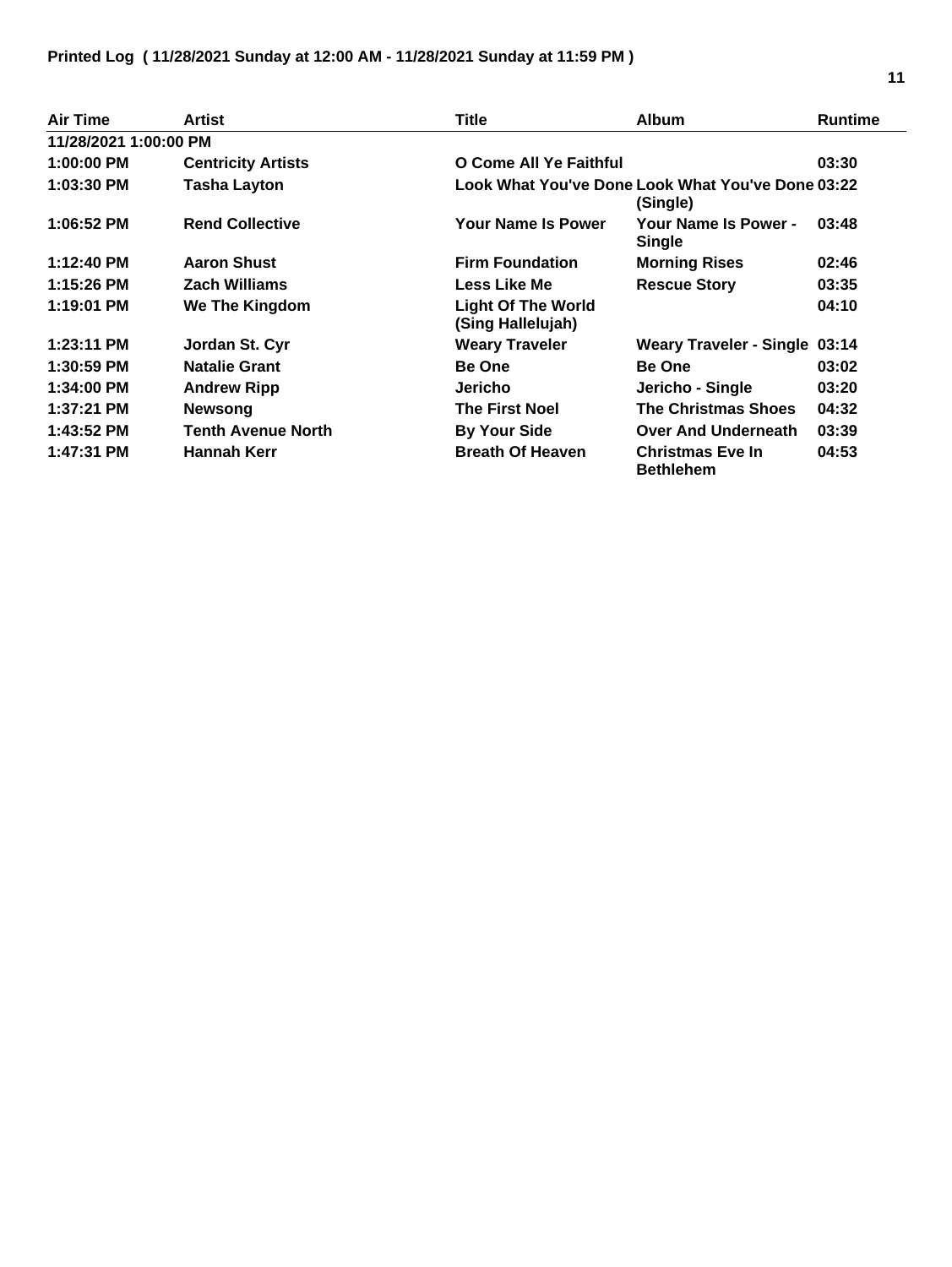**Printed Log ( 11/28/2021 Sunday at 12:00 AM - 11/28/2021 Sunday at 11:59 PM )**

| Air Time | Artist | Title | Album | Runtime |
|---|---|---|---|---|
| 11/28/2021 1:00:00 PM | | | | |
| 1:00:00 PM | Centricity Artists | O Come All Ye Faithful | | 03:30 |
| 1:03:30 PM | Tasha Layton | Look What You've Done | Look What You've Done (Single) | 03:22 |
| 1:06:52 PM | Rend Collective | Your Name Is Power | Your Name Is Power - Single | 03:48 |
| 1:12:40 PM | Aaron Shust | Firm Foundation | Morning Rises | 02:46 |
| 1:15:26 PM | Zach Williams | Less Like Me | Rescue Story | 03:35 |
| 1:19:01 PM | We The Kingdom | Light Of The World (Sing Hallelujah) | | 04:10 |
| 1:23:11 PM | Jordan St. Cyr | Weary Traveler | Weary Traveler - Single | 03:14 |
| 1:30:59 PM | Natalie Grant | Be One | Be One | 03:02 |
| 1:34:00 PM | Andrew Ripp | Jericho | Jericho - Single | 03:20 |
| 1:37:21 PM | Newsong | The First Noel | The Christmas Shoes | 04:32 |
| 1:43:52 PM | Tenth Avenue North | By Your Side | Over And Underneath | 03:39 |
| 1:47:31 PM | Hannah Kerr | Breath Of Heaven | Christmas Eve In Bethlehem | 04:53 |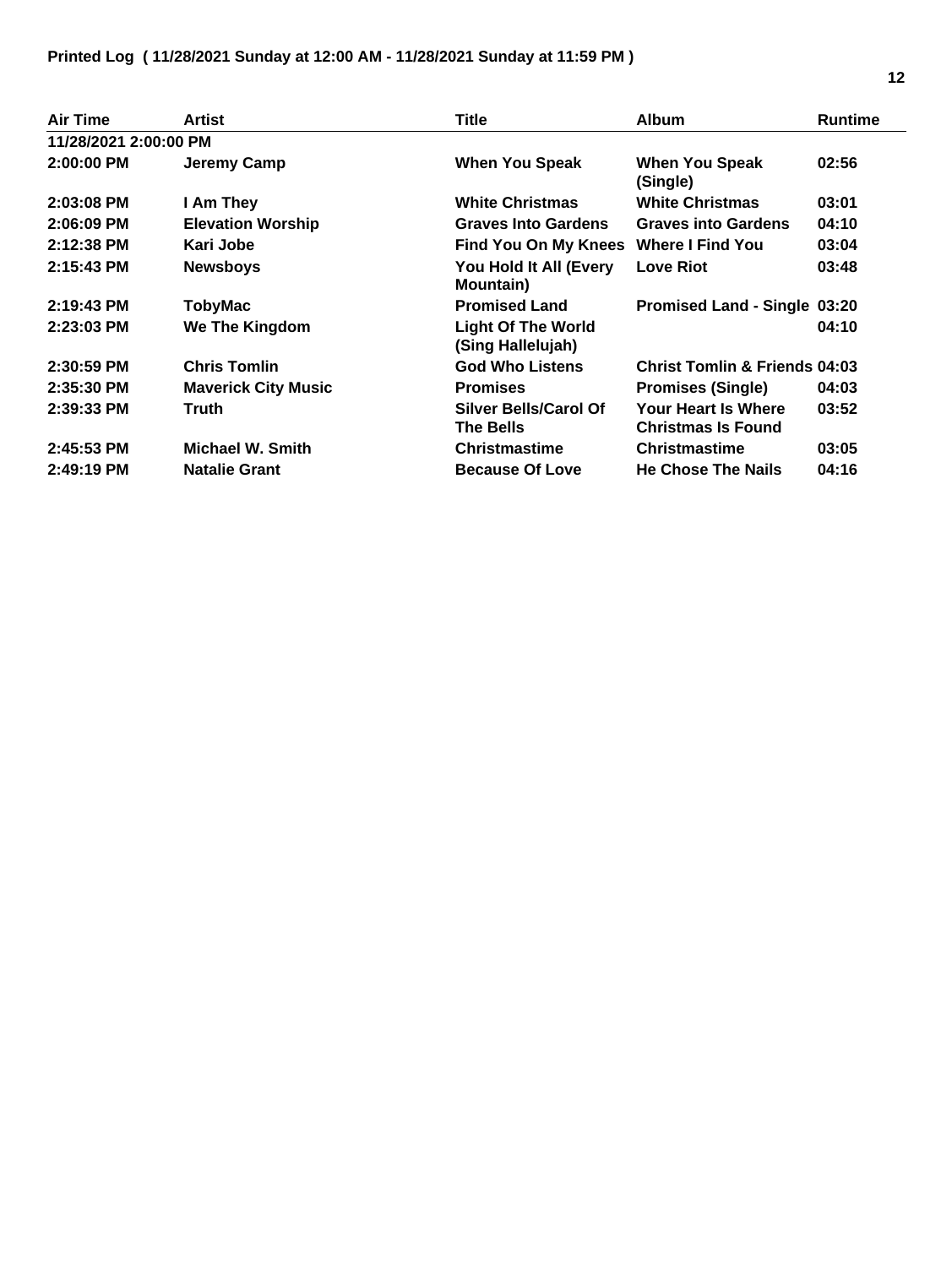**Printed Log ( 11/28/2021 Sunday at 12:00 AM - 11/28/2021 Sunday at 11:59 PM )**

| Air Time | Artist | Title | Album | Runtime |
|---|---|---|---|---|
| 11/28/2021 2:00:00 PM | | | | |
| 2:00:00 PM | Jeremy Camp | When You Speak | When You Speak (Single) | 02:56 |
| 2:03:08 PM | I Am They | White Christmas | White Christmas | 03:01 |
| 2:06:09 PM | Elevation Worship | Graves Into Gardens | Graves into Gardens | 04:10 |
| 2:12:38 PM | Kari Jobe | Find You On My Knees | Where I Find You | 03:04 |
| 2:15:43 PM | Newsboys | You Hold It All (Every Mountain) | Love Riot | 03:48 |
| 2:19:43 PM | TobyMac | Promised Land | Promised Land - Single | 03:20 |
| 2:23:03 PM | We The Kingdom | Light Of The World (Sing Hallelujah) | | 04:10 |
| 2:30:59 PM | Chris Tomlin | God Who Listens | Christ Tomlin & Friends | 04:03 |
| 2:35:30 PM | Maverick City Music | Promises | Promises (Single) | 04:03 |
| 2:39:33 PM | Truth | Silver Bells/Carol Of The Bells | Your Heart Is Where Christmas Is Found | 03:52 |
| 2:45:53 PM | Michael W. Smith | Christmastime | Christmastime | 03:05 |
| 2:49:19 PM | Natalie Grant | Because Of Love | He Chose The Nails | 04:16 |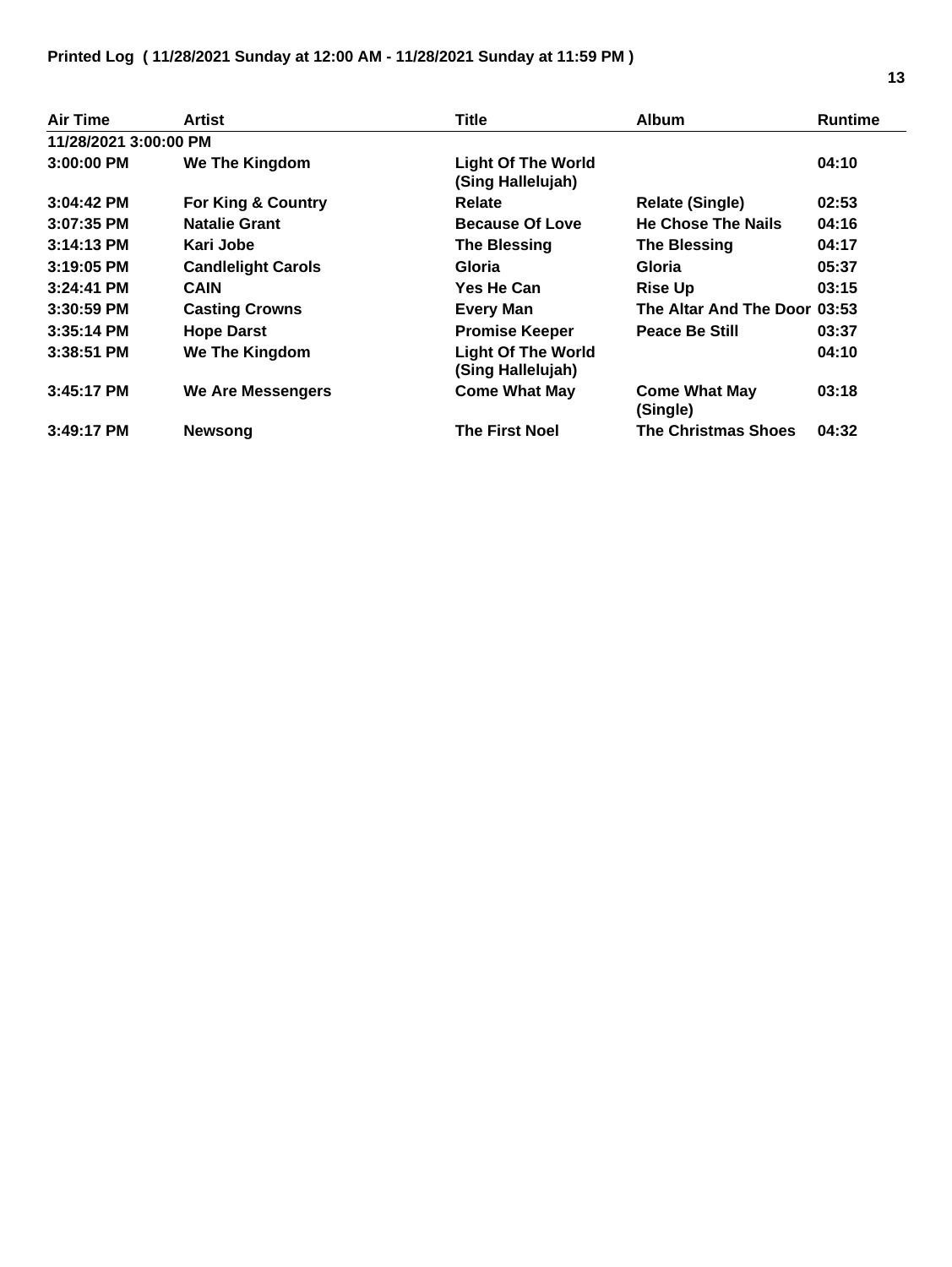**Printed Log ( 11/28/2021 Sunday at 12:00 AM - 11/28/2021 Sunday at 11:59 PM )**

| Air Time | Artist | Title | Album | Runtime |
|---|---|---|---|---|
| 11/28/2021 3:00:00 PM | | | | |
| 3:00:00 PM | We The Kingdom | Light Of The World (Sing Hallelujah) | | 04:10 |
| 3:04:42 PM | For King & Country | Relate | Relate (Single) | 02:53 |
| 3:07:35 PM | Natalie Grant | Because Of Love | He Chose The Nails | 04:16 |
| 3:14:13 PM | Kari Jobe | The Blessing | The Blessing | 04:17 |
| 3:19:05 PM | Candlelight Carols | Gloria | Gloria | 05:37 |
| 3:24:41 PM | CAIN | Yes He Can | Rise Up | 03:15 |
| 3:30:59 PM | Casting Crowns | Every Man | The Altar And The Door | 03:53 |
| 3:35:14 PM | Hope Darst | Promise Keeper | Peace Be Still | 03:37 |
| 3:38:51 PM | We The Kingdom | Light Of The World (Sing Hallelujah) | | 04:10 |
| 3:45:17 PM | We Are Messengers | Come What May | Come What May (Single) | 03:18 |
| 3:49:17 PM | Newsong | The First Noel | The Christmas Shoes | 04:32 |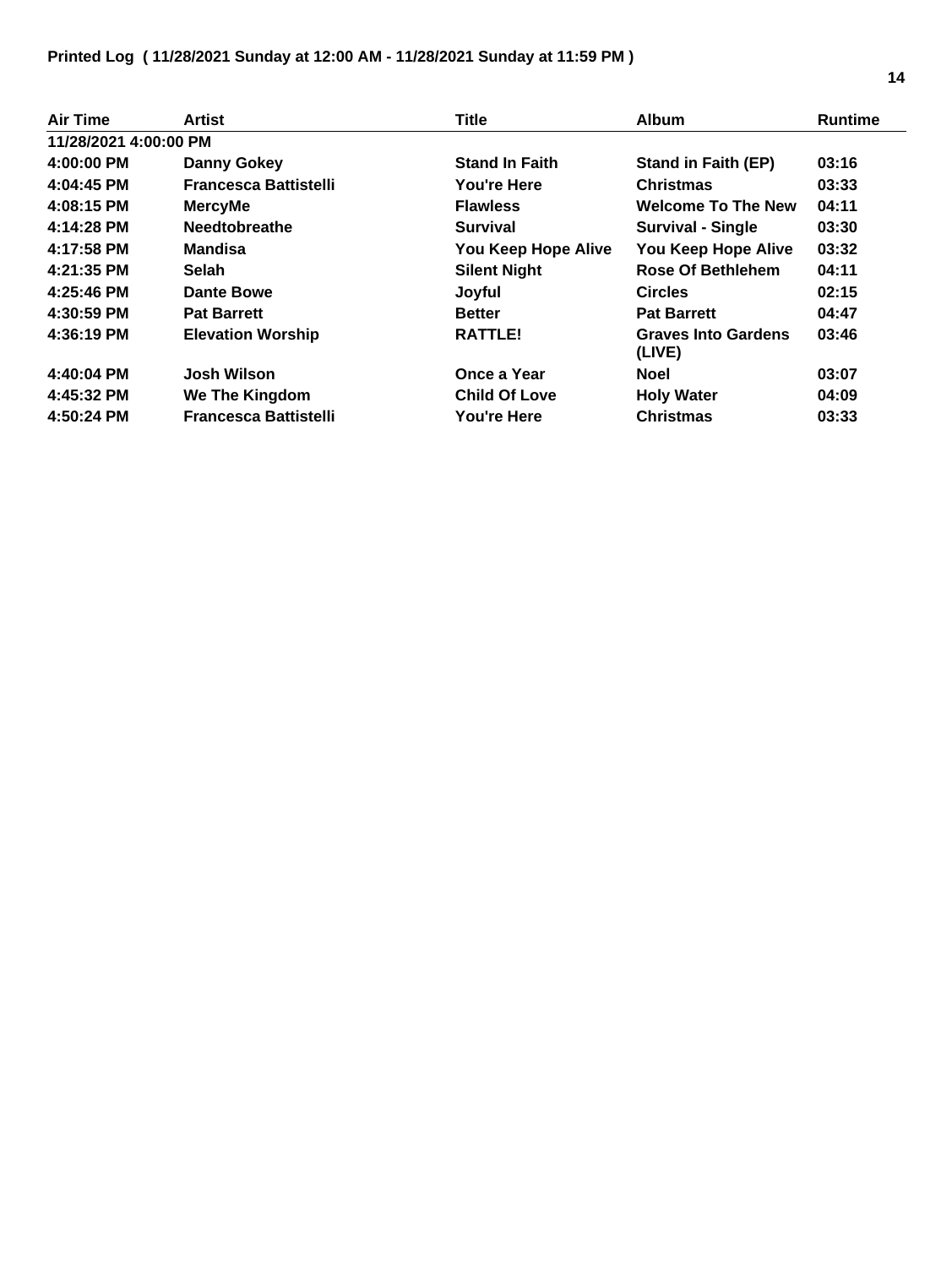**Printed Log ( 11/28/2021 Sunday at 12:00 AM - 11/28/2021 Sunday at 11:59 PM )**

| Air Time | Artist | Title | Album | Runtime |
|---|---|---|---|---|
| 11/28/2021 4:00:00 PM | | | | |
| 4:00:00 PM | Danny Gokey | Stand In Faith | Stand in Faith (EP) | 03:16 |
| 4:04:45 PM | Francesca Battistelli | You're Here | Christmas | 03:33 |
| 4:08:15 PM | MercyMe | Flawless | Welcome To The New | 04:11 |
| 4:14:28 PM | Needtobreathe | Survival | Survival - Single | 03:30 |
| 4:17:58 PM | Mandisa | You Keep Hope Alive | You Keep Hope Alive | 03:32 |
| 4:21:35 PM | Selah | Silent Night | Rose Of Bethlehem | 04:11 |
| 4:25:46 PM | Dante Bowe | Joyful | Circles | 02:15 |
| 4:30:59 PM | Pat Barrett | Better | Pat Barrett | 04:47 |
| 4:36:19 PM | Elevation Worship | RATTLE! | Graves Into Gardens (LIVE) | 03:46 |
| 4:40:04 PM | Josh Wilson | Once a Year | Noel | 03:07 |
| 4:45:32 PM | We The Kingdom | Child Of Love | Holy Water | 04:09 |
| 4:50:24 PM | Francesca Battistelli | You're Here | Christmas | 03:33 |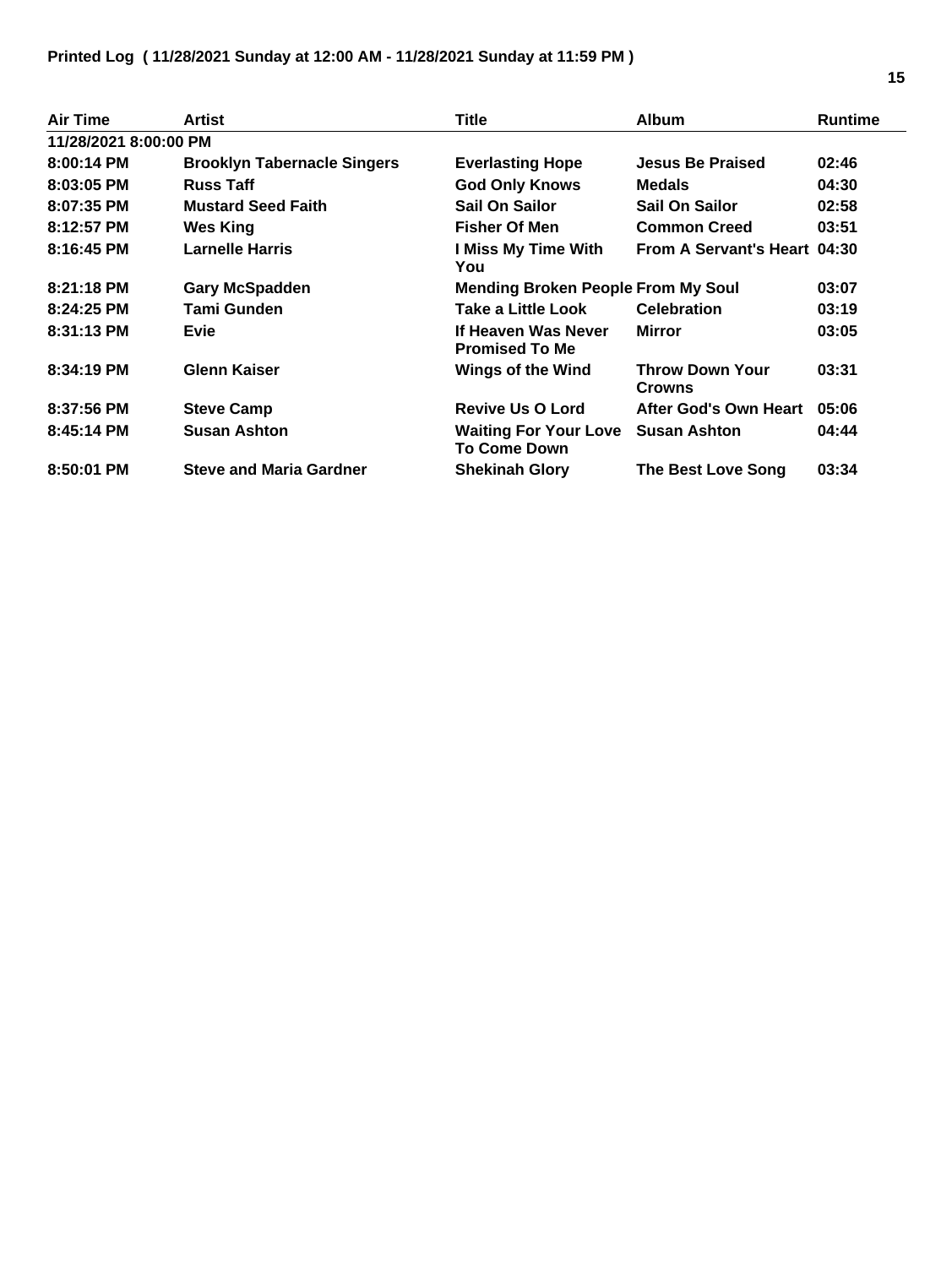**Printed Log ( 11/28/2021 Sunday at 12:00 AM - 11/28/2021 Sunday at 11:59 PM )**

| Air Time | Artist | Title | Album | Runtime |
|---|---|---|---|---|
| 11/28/2021 8:00:00 PM | | | | |
| 8:00:14 PM | Brooklyn Tabernacle Singers | Everlasting Hope | Jesus Be Praised | 02:46 |
| 8:03:05 PM | Russ Taff | God Only Knows | Medals | 04:30 |
| 8:07:35 PM | Mustard Seed Faith | Sail On Sailor | Sail On Sailor | 02:58 |
| 8:12:57 PM | Wes King | Fisher Of Men | Common Creed | 03:51 |
| 8:16:45 PM | Larnelle Harris | I Miss My Time With You | From A Servant's Heart | 04:30 |
| 8:21:18 PM | Gary McSpadden | Mending Broken People | From My Soul | 03:07 |
| 8:24:25 PM | Tami Gunden | Take a Little Look | Celebration | 03:19 |
| 8:31:13 PM | Evie | If Heaven Was Never Promised To Me | Mirror | 03:05 |
| 8:34:19 PM | Glenn Kaiser | Wings of the Wind | Throw Down Your Crowns | 03:31 |
| 8:37:56 PM | Steve Camp | Revive Us O Lord | After God's Own Heart | 05:06 |
| 8:45:14 PM | Susan Ashton | Waiting For Your Love To Come Down | Susan Ashton | 04:44 |
| 8:50:01 PM | Steve and Maria Gardner | Shekinah Glory | The Best Love Song | 03:34 |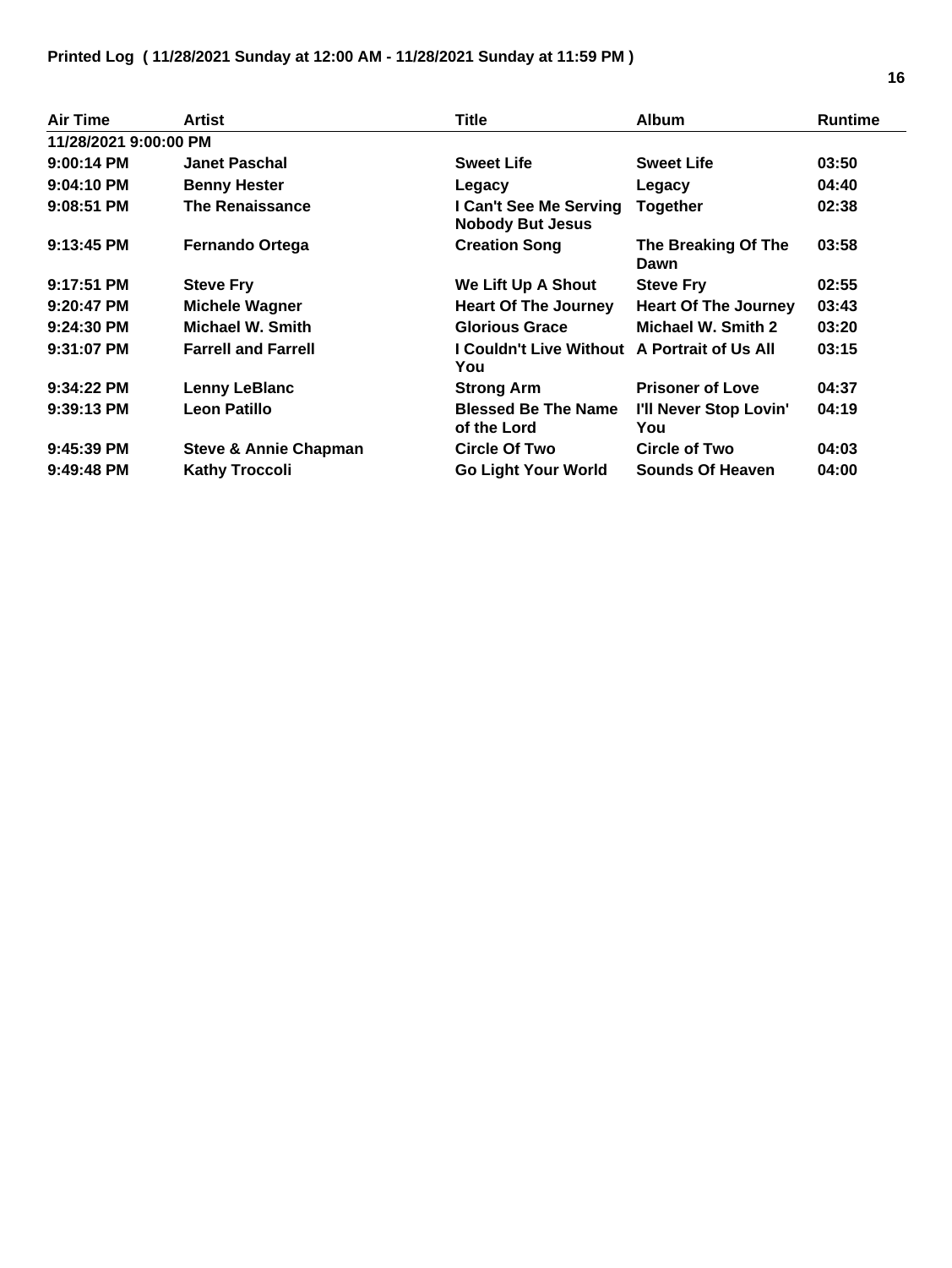**Printed Log ( 11/28/2021 Sunday at 12:00 AM - 11/28/2021 Sunday at 11:59 PM )**

| Air Time | Artist | Title | Album | Runtime |
|---|---|---|---|---|
| 11/28/2021 9:00:00 PM | | | | |
| 9:00:14 PM | Janet Paschal | Sweet Life | Sweet Life | 03:50 |
| 9:04:10 PM | Benny Hester | Legacy | Legacy | 04:40 |
| 9:08:51 PM | The Renaissance | I Can't See Me Serving Nobody But Jesus | Together | 02:38 |
| 9:13:45 PM | Fernando Ortega | Creation Song | The Breaking Of The Dawn | 03:58 |
| 9:17:51 PM | Steve Fry | We Lift Up A Shout | Steve Fry | 02:55 |
| 9:20:47 PM | Michele Wagner | Heart Of The Journey | Heart Of The Journey | 03:43 |
| 9:24:30 PM | Michael W. Smith | Glorious Grace | Michael W. Smith 2 | 03:20 |
| 9:31:07 PM | Farrell and Farrell | I Couldn't Live Without You | A Portrait of Us All | 03:15 |
| 9:34:22 PM | Lenny LeBlanc | Strong Arm | Prisoner of Love | 04:37 |
| 9:39:13 PM | Leon Patillo | Blessed Be The Name of the Lord | I'll Never Stop Lovin' You | 04:19 |
| 9:45:39 PM | Steve & Annie Chapman | Circle Of Two | Circle of Two | 04:03 |
| 9:49:48 PM | Kathy Troccoli | Go Light Your World | Sounds Of Heaven | 04:00 |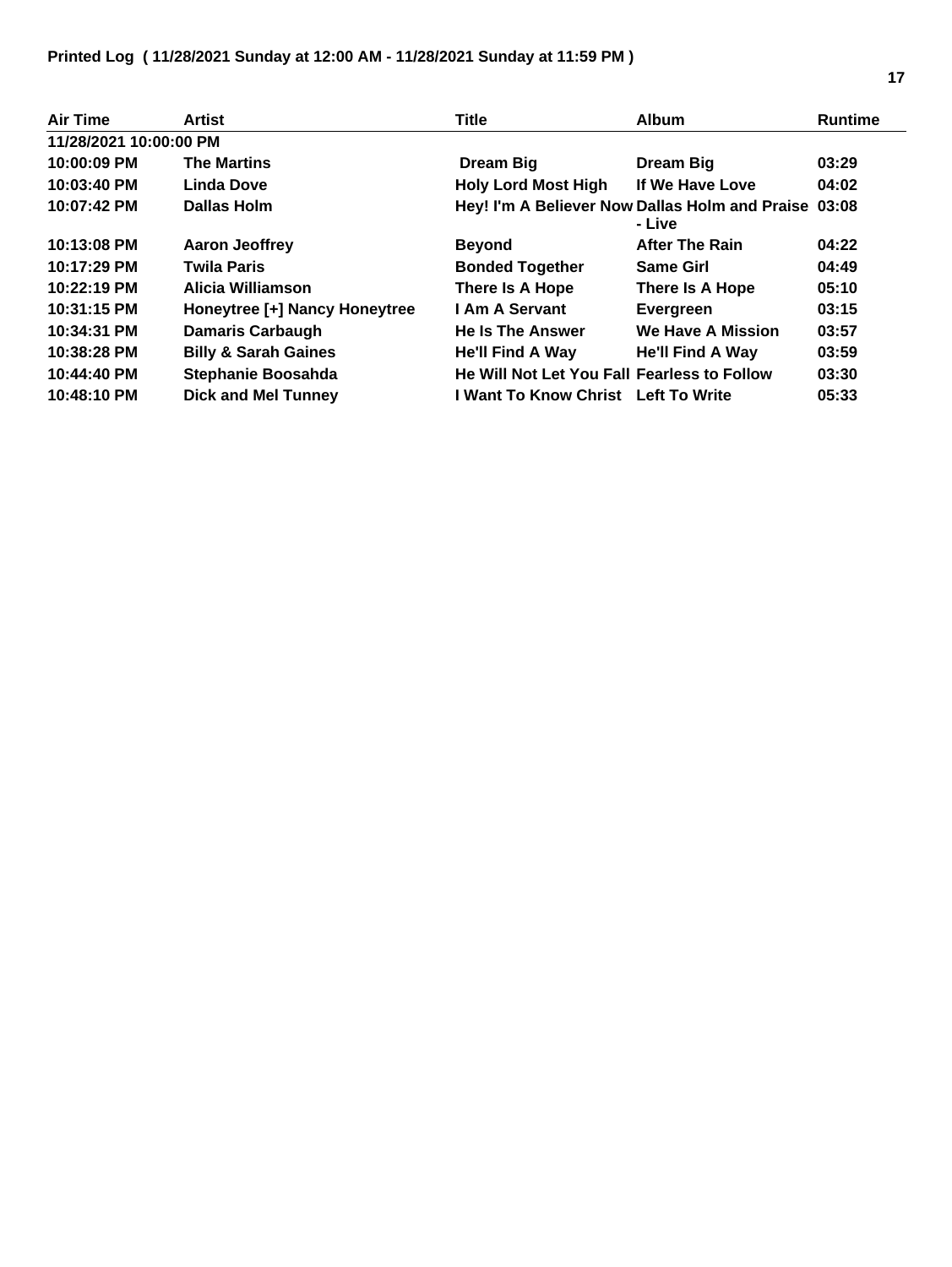**Printed Log ( 11/28/2021 Sunday at 12:00 AM - 11/28/2021 Sunday at 11:59 PM )**

| Air Time | Artist | Title | Album | Runtime |
|---|---|---|---|---|
| 11/28/2021 10:00:00 PM | | | | |
| 10:00:09 PM | The Martins | Dream Big | Dream Big | 03:29 |
| 10:03:40 PM | Linda Dove | Holy Lord Most High | If We Have Love | 04:02 |
| 10:07:42 PM | Dallas Holm | Hey! I'm A Believer Now | Dallas Holm and Praise - Live | 03:08 |
| 10:13:08 PM | Aaron Jeoffrey | Beyond | After The Rain | 04:22 |
| 10:17:29 PM | Twila Paris | Bonded Together | Same Girl | 04:49 |
| 10:22:19 PM | Alicia Williamson | There Is A Hope | There Is A Hope | 05:10 |
| 10:31:15 PM | Honeytree [+] Nancy Honeytree | I Am A Servant | Evergreen | 03:15 |
| 10:34:31 PM | Damaris Carbaugh | He Is The Answer | We Have A Mission | 03:57 |
| 10:38:28 PM | Billy & Sarah Gaines | He'll Find A Way | He'll Find A Way | 03:59 |
| 10:44:40 PM | Stephanie Boosahda | He Will Not Let You Fall | Fearless to Follow | 03:30 |
| 10:48:10 PM | Dick and Mel Tunney | I Want To Know Christ | Left To Write | 05:33 |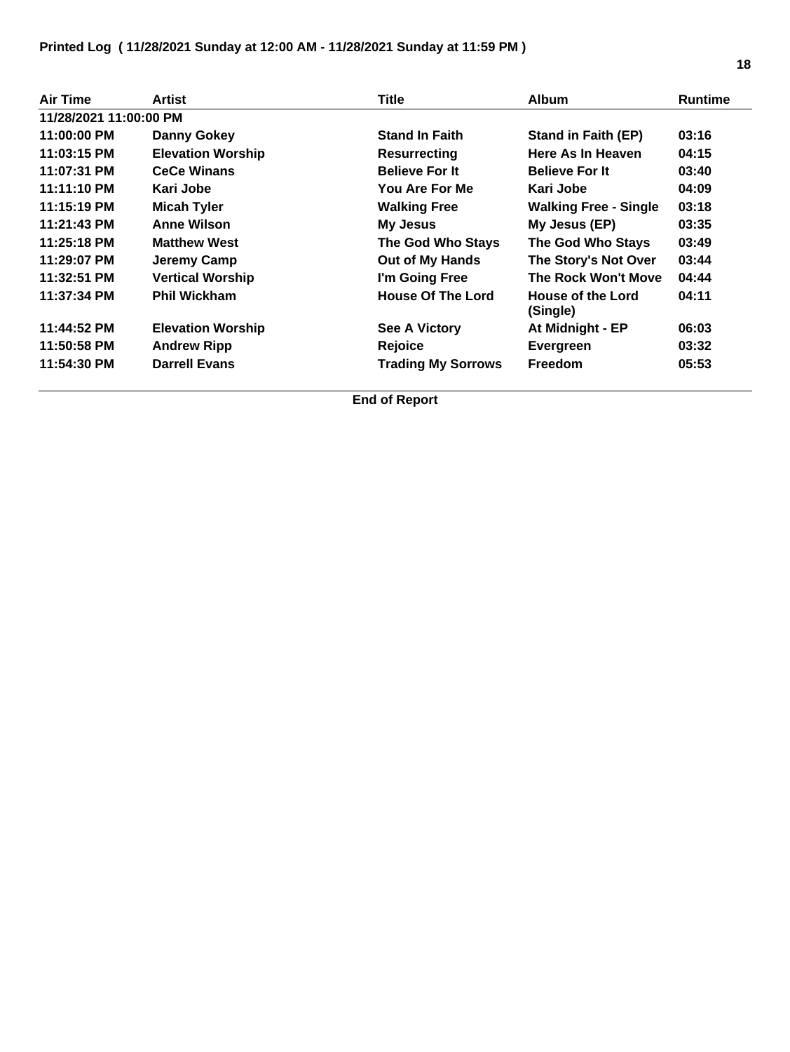**Printed Log ( 11/28/2021 Sunday at 12:00 AM - 11/28/2021 Sunday at 11:59 PM )**

| Air Time | Artist | Title | Album | Runtime |
|---|---|---|---|---|
| **11/28/2021 11:00:00 PM** | | | | |
| 11:00:00 PM | Danny Gokey | Stand In Faith | Stand in Faith (EP) | 03:16 |
| 11:03:15 PM | Elevation Worship | Resurrecting | Here As In Heaven | 04:15 |
| 11:07:31 PM | CeCe Winans | Believe For It | Believe For It | 03:40 |
| 11:11:10 PM | Kari Jobe | You Are For Me | Kari Jobe | 04:09 |
| 11:15:19 PM | Micah Tyler | Walking Free | Walking Free - Single | 03:18 |
| 11:21:43 PM | Anne Wilson | My Jesus | My Jesus (EP) | 03:35 |
| 11:25:18 PM | Matthew West | The God Who Stays | The God Who Stays | 03:49 |
| 11:29:07 PM | Jeremy Camp | Out of My Hands | The Story's Not Over | 03:44 |
| 11:32:51 PM | Vertical Worship | I'm Going Free | The Rock Won't Move | 04:44 |
| 11:37:34 PM | Phil Wickham | House Of The Lord | House of the Lord (Single) | 04:11 |
| 11:44:52 PM | Elevation Worship | See A Victory | At Midnight - EP | 06:03 |
| 11:50:58 PM | Andrew Ripp | Rejoice | Evergreen | 03:32 |
| 11:54:30 PM | Darrell Evans | Trading My Sorrows | Freedom | 05:53 |

**End of Report**